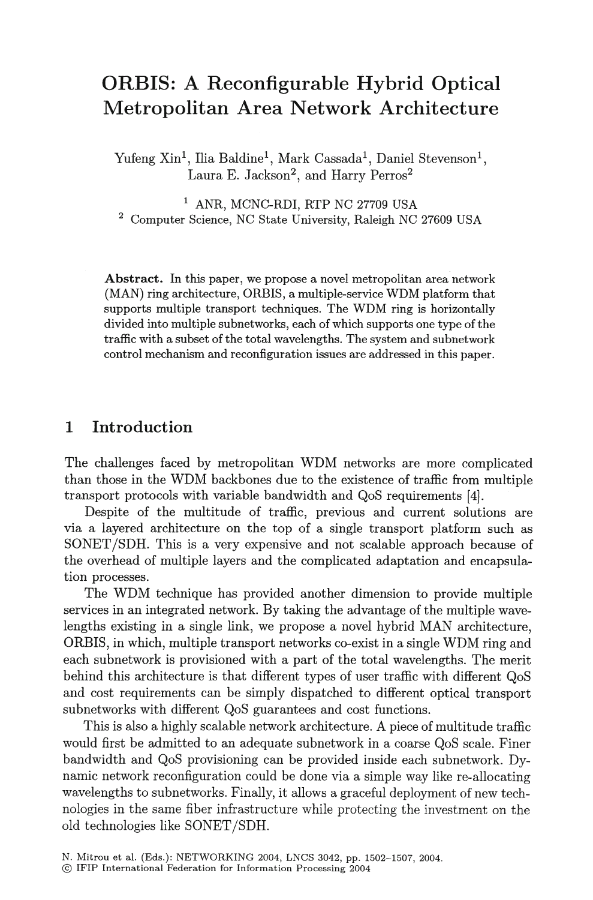# ORBIS: A Reconfigurable Hybrid Optical Metropolitan Area Network Architecture

Yufeng Xin[1], Ilia Baldine[1], Mark Cassada[1], Daniel Stevenson[1], Laura E. Jackson[2], and Harry Perros[2]

[1] ANR, MCNC-RDI, RTP NC 27709 USA
[2] Computer Science, NC State University, Raleigh NC 27609 USA

**Abstract.** In this paper, we propose a novel metropolitan area network (MAN) ring architecture, ORBIS, a multiple-service WDM platform that supports multiple transport techniques. The WDM ring is horizontally divided into multiple subnetworks, each of which supports one type of the traffic with a subset of the total wavelengths. The system and subnetwork control mechanism and reconfiguration issues are addressed in this paper.

## 1 Introduction

The challenges faced by metropolitan WDM networks are more complicated than those in the WDM backbones due to the existence of traffic from multiple transport protocols with variable bandwidth and QoS requirements [4].

Despite of the multitude of traffic, previous and current solutions are via a layered architecture on the top of a single transport platform such as SONET/SDH. This is a very expensive and not scalable approach because of the overhead of multiple layers and the complicated adaptation and encapsulation processes.

The WDM technique has provided another dimension to provide multiple services in an integrated network. By taking the advantage of the multiple wavelengths existing in a single link, we propose a novel hybrid MAN architecture, ORBIS, in which, multiple transport networks co-exist in a single WDM ring and each subnetwork is provisioned with a part of the total wavelengths. The merit behind this architecture is that different types of user traffic with different QoS and cost requirements can be simply dispatched to different optical transport subnetworks with different QoS guarantees and cost functions.

This is also a highly scalable network architecture. A piece of multitude traffic would first be admitted to an adequate subnetwork in a coarse QoS scale. Finer bandwidth and QoS provisioning can be provided inside each subnetwork. Dynamic network reconfiguration could be done via a simple way like re-allocating wavelengths to subnetworks. Finally, it allows a graceful deployment of new technologies in the same fiber infrastructure while protecting the investment on the old technologies like SONET/SDH.

N. Mitrou et al. (Eds.): NETWORKING 2004, LNCS 3042, pp. 1502–1507, 2004.
© IFIP International Federation for Information Processing 2004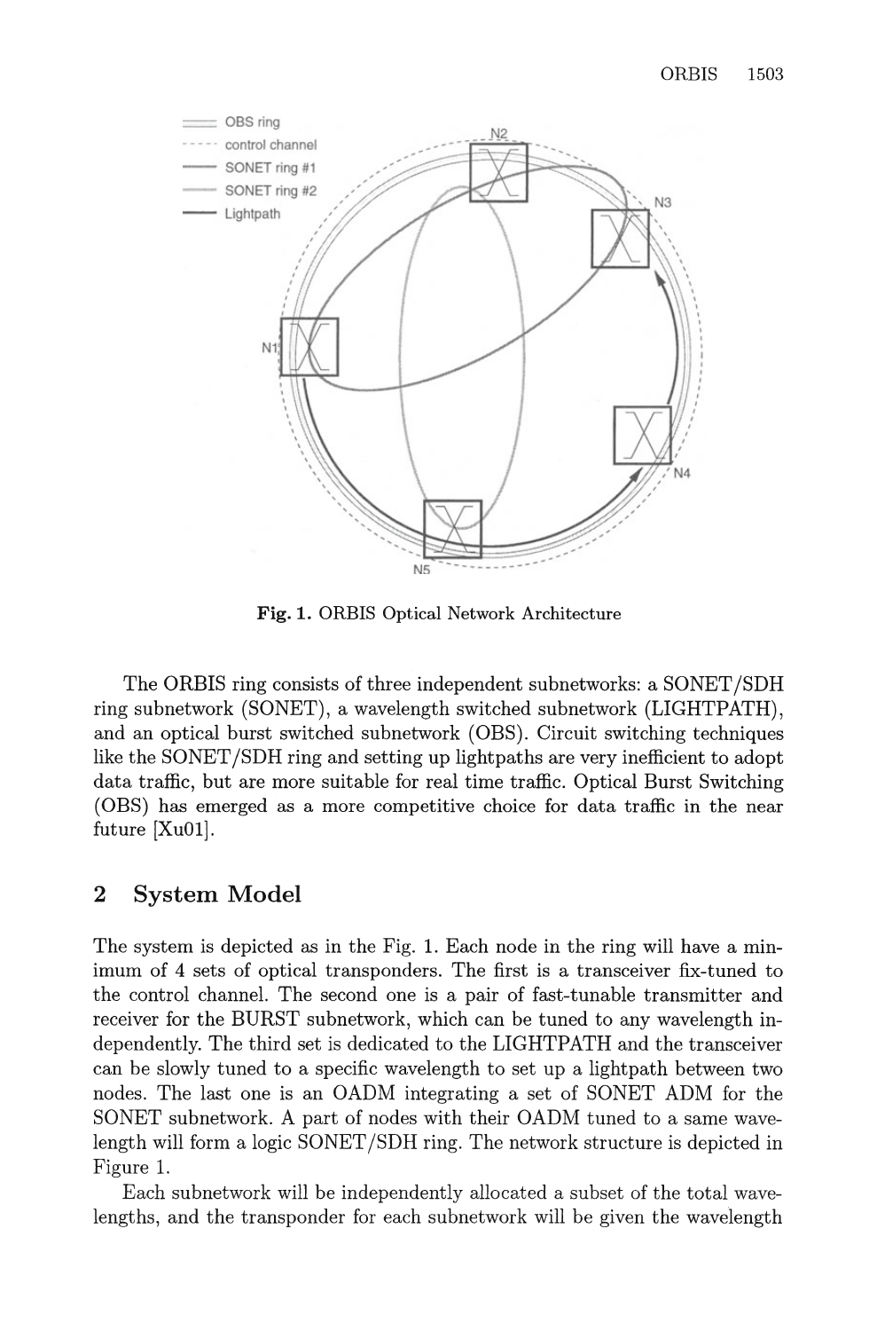Fig. 1. ORBIS Optical Network Architecture

The ORBIS ring consists of three independent subnetworks: a SONET/SDH ring subnetwork (SONET), a wavelength switched subnetwork (LIGHTPATH), and an optical burst switched subnetwork (OBS). Circuit switching techniques like the SONET/SDH ring and setting up lightpaths are very inefficient to adopt data traffic, but are more suitable for real time traffic. Optical Burst Switching (OBS) has emerged as a more competitive choice for data traffic in the near future [Xu01].

## 2 System Model

The system is depicted as in the Fig. 1. Each node in the ring will have a minimum of 4 sets of optical transponders. The first is a transceiver fix-tuned to the control channel. The second one is a pair of fast-tunable transmitter and receiver for the BURST subnetwork, which can be tuned to any wavelength independently. The third set is dedicated to the LIGHTPATH and the transceiver can be slowly tuned to a specific wavelength to set up a lightpath between two nodes. The last one is an OADM integrating a set of SONET ADM for the SONET subnetwork. A part of nodes with their OADM tuned to a same wavelength will form a logic SONET/SDH ring. The network structure is depicted in Figure 1.

Each subnetwork will be independently allocated a subset of the total wavelengths, and the transponder for each subnetwork will be given the wavelength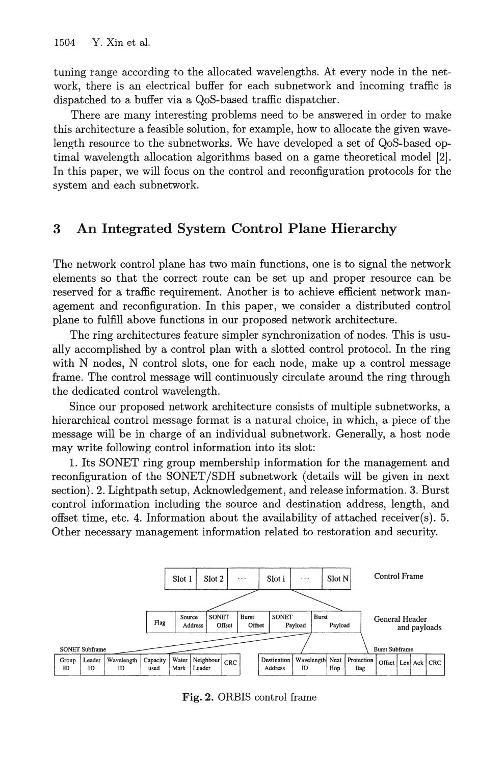tuning range according to the allocated wavelengths. At every node in the network, there is an electrical buffer for each subnetwork and incoming traffic is dispatched to a buffer via a QoS-based traffic dispatcher.

There are many interesting problems need to be answered in order to make this architecture a feasible solution, for example, how to allocate the given wavelength resource to the subnetworks. We have developed a set of QoS-based optimal wavelength allocation algorithms based on a game theoretical model [2]. In this paper, we will focus on the control and reconfiguration protocols for the system and each subnetwork.

## 3 An Integrated System Control Plane Hierarchy

The network control plane has two main functions, one is to signal the network elements so that the correct route can be set up and proper resource can be reserved for a traffic requirement. Another is to achieve efficient network management and reconfiguration. In this paper, we consider a distributed control plane to fulfill above functions in our proposed network architecture.

The ring architectures feature simpler synchronization of nodes. This is usually accomplished by a control plan with a slotted control protocol. In the ring with N nodes, N control slots, one for each node, make up a control message frame. The control message will continuously circulate around the ring through the dedicated control wavelength.

Since our proposed network architecture consists of multiple subnetworks, a hierarchical control message format is a natural choice, in which, a piece of the message will be in charge of an individual subnetwork. Generally, a host node may write following control information into its slot:

1. Its SONET ring group membership information for the management and reconfiguration of the SONET/SDH subnetwork (details will be given in next section). 2. Lightpath setup, Acknowledgement, and release information. 3. Burst control information including the source and destination address, length, and offset time, etc. 4. Information about the availability of attached receiver(s). 5. Other necessary management information related to restoration and security.

Control Frame:

| Slot 1 | Slot 2 | ... | Slot i | ... | Slot N |
|---|---|---|---|---|---|

General Header and payloads:

| Flag | Source Address | SONET Offset | Burst Offset | SONET Payload | Burst Payload |
|---|---|---|---|---|---|

SONET Subframe:

| Group ID | Leader ID | Wavelength ID | Capacity used | Water Mark | Neighbour Leader | CRC |
|---|---|---|---|---|---|---|

Burst Subframe:

| Destination Address | Wavelength ID | Next Hop | Protection flag | Offset | Len | Ack | CRC |
|---|---|---|---|---|---|---|---|

**Fig. 2.** ORBIS control frame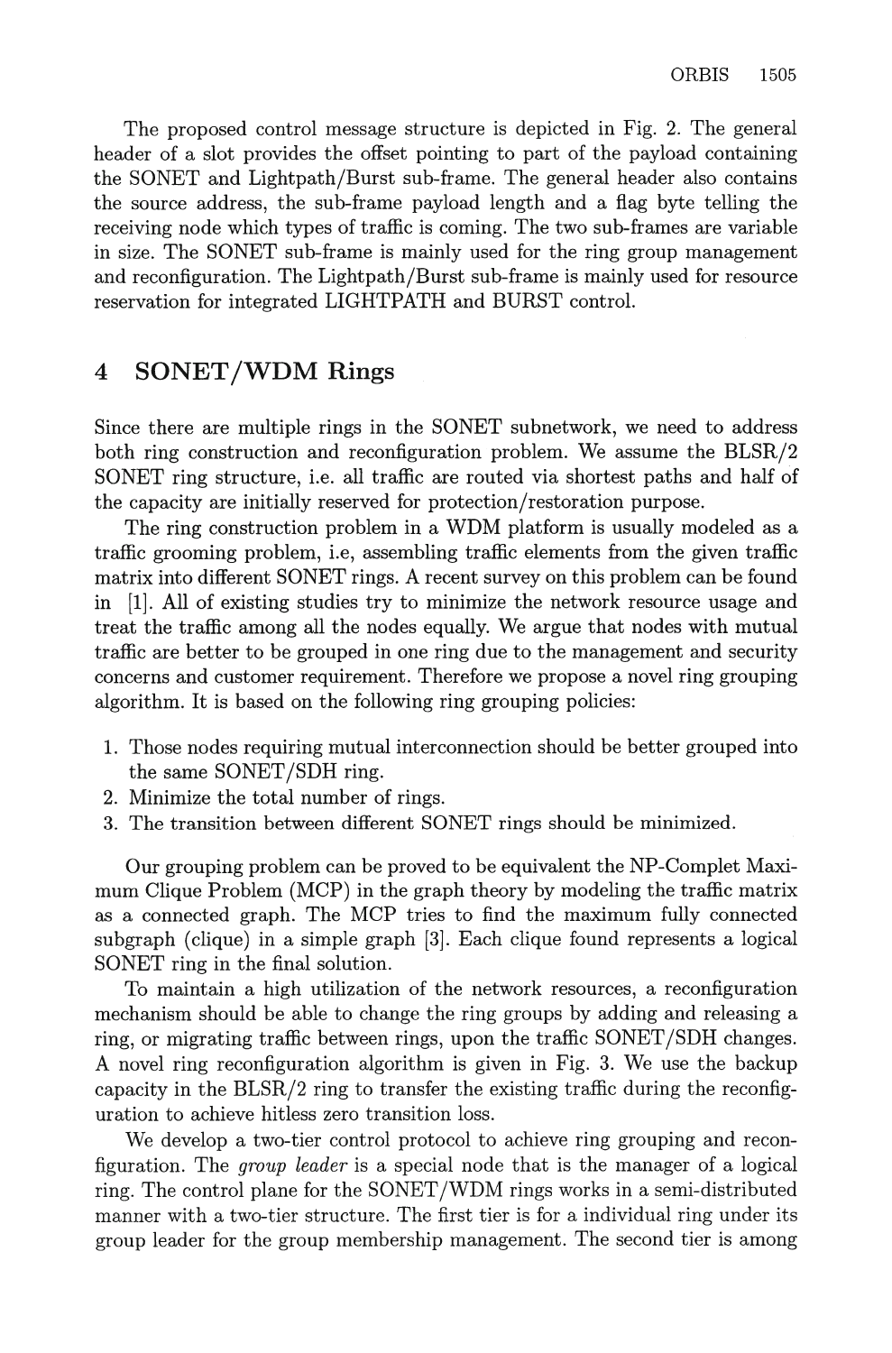The proposed control message structure is depicted in Fig. 2. The general header of a slot provides the offset pointing to part of the payload containing the SONET and Lightpath/Burst sub-frame. The general header also contains the source address, the sub-frame payload length and a flag byte telling the receiving node which types of traffic is coming. The two sub-frames are variable in size. The SONET sub-frame is mainly used for the ring group management and reconfiguration. The Lightpath/Burst sub-frame is mainly used for resource reservation for integrated LIGHTPATH and BURST control.

## 4 SONET/WDM Rings

Since there are multiple rings in the SONET subnetwork, we need to address both ring construction and reconfiguration problem. We assume the BLSR/2 SONET ring structure, i.e. all traffic are routed via shortest paths and half of the capacity are initially reserved for protection/restoration purpose.

The ring construction problem in a WDM platform is usually modeled as a traffic grooming problem, i.e, assembling traffic elements from the given traffic matrix into different SONET rings. A recent survey on this problem can be found in [1]. All of existing studies try to minimize the network resource usage and treat the traffic among all the nodes equally. We argue that nodes with mutual traffic are better to be grouped in one ring due to the management and security concerns and customer requirement. Therefore we propose a novel ring grouping algorithm. It is based on the following ring grouping policies:

1. Those nodes requiring mutual interconnection should be better grouped into the same SONET/SDH ring.
2. Minimize the total number of rings.
3. The transition between different SONET rings should be minimized.

Our grouping problem can be proved to be equivalent the NP-Complet Maximum Clique Problem (MCP) in the graph theory by modeling the traffic matrix as a connected graph. The MCP tries to find the maximum fully connected subgraph (clique) in a simple graph [3]. Each clique found represents a logical SONET ring in the final solution.

To maintain a high utilization of the network resources, a reconfiguration mechanism should be able to change the ring groups by adding and releasing a ring, or migrating traffic between rings, upon the traffic SONET/SDH changes. A novel ring reconfiguration algorithm is given in Fig. 3. We use the backup capacity in the BLSR/2 ring to transfer the existing traffic during the reconfiguration to achieve hitless zero transition loss.

We develop a two-tier control protocol to achieve ring grouping and reconfiguration. The *group leader* is a special node that is the manager of a logical ring. The control plane for the SONET/WDM rings works in a semi-distributed manner with a two-tier structure. The first tier is for a individual ring under its group leader for the group membership management. The second tier is among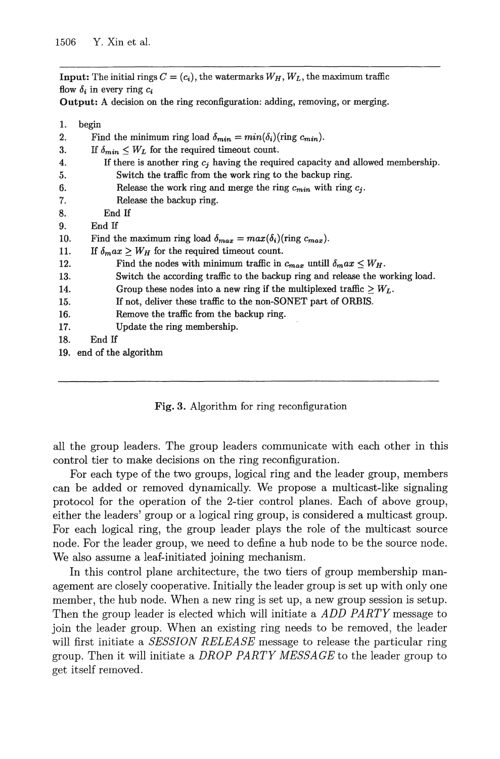**Input:** The initial rings $C = (c_i)$, the watermarks $W_H, W_L$, the maximum traffic flow $\delta_i$ in every ring $c_i$

**Output:** A decision on the ring reconfiguration: adding, removing, or merging.

```
1.  begin
2.     Find the minimum ring load δ_min = min(δ_i)(ring c_min).
3.     If δ_min ≤ W_L for the required timeout count.
4.        If there is another ring c_j having the required capacity and allowed membership.
5.           Switch the traffic from the work ring to the backup ring.
6.           Release the work ring and merge the ring c_min with ring c_j.
7.           Release the backup ring.
8.        End If
9.     End If
10.    Find the maximum ring load δ_max = max(δ_i)(ring c_max).
11.    If δ_max ≥ W_H for the required timeout count.
12.          Find the nodes with minimum traffic in c_max untill δ_max ≤ W_H.
13.          Switch the according traffic to the backup ring and release the working load.
14.          Group these nodes into a new ring if the multiplexed traffic ≥ W_L.
15.          If not, deliver these traffic to the non-SONET part of ORBIS.
16.          Remove the traffic from the backup ring.
17.          Update the ring membership.
18.    End If
19. end of the algorithm
```

Fig. 3. Algorithm for ring reconfiguration

all the group leaders. The group leaders communicate with each other in this control tier to make decisions on the ring reconfiguration.

For each type of the two groups, logical ring and the leader group, members can be added or removed dynamically. We propose a multicast-like signaling protocol for the operation of the 2-tier control planes. Each of above group, either the leaders' group or a logical ring group, is considered a multicast group. For each logical ring, the group leader plays the role of the multicast source node. For the leader group, we need to define a hub node to be the source node. We also assume a leaf-initiated joining mechanism.

In this control plane architecture, the two tiers of group membership management are closely cooperative. Initially the leader group is set up with only one member, the hub node. When a new ring is set up, a new group session is setup. Then the group leader is elected which will initiate a *ADD PARTY* message to join the leader group. When an existing ring needs to be removed, the leader will first initiate a *SESSION RELEASE* message to release the particular ring group. Then it will initiate a *DROP PARTY MESSAGE* to the leader group to get itself removed.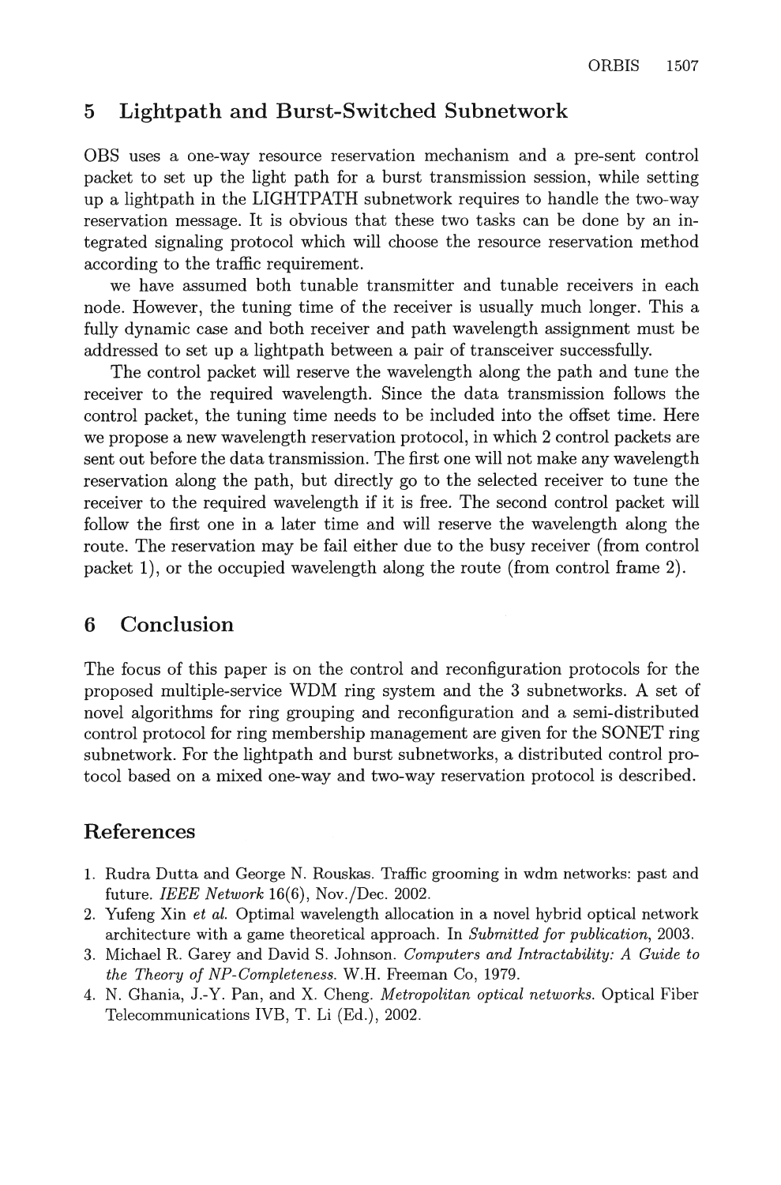## 5 Lightpath and Burst-Switched Subnetwork

OBS uses a one-way resource reservation mechanism and a pre-sent control packet to set up the light path for a burst transmission session, while setting up a lightpath in the LIGHTPATH subnetwork requires to handle the two-way reservation message. It is obvious that these two tasks can be done by an integrated signaling protocol which will choose the resource reservation method according to the traffic requirement.

we have assumed both tunable transmitter and tunable receivers in each node. However, the tuning time of the receiver is usually much longer. This a fully dynamic case and both receiver and path wavelength assignment must be addressed to set up a lightpath between a pair of transceiver successfully.

The control packet will reserve the wavelength along the path and tune the receiver to the required wavelength. Since the data transmission follows the control packet, the tuning time needs to be included into the offset time. Here we propose a new wavelength reservation protocol, in which 2 control packets are sent out before the data transmission. The first one will not make any wavelength reservation along the path, but directly go to the selected receiver to tune the receiver to the required wavelength if it is free. The second control packet will follow the first one in a later time and will reserve the wavelength along the route. The reservation may be fail either due to the busy receiver (from control packet 1), or the occupied wavelength along the route (from control frame 2).

## 6 Conclusion

The focus of this paper is on the control and reconfiguration protocols for the proposed multiple-service WDM ring system and the 3 subnetworks. A set of novel algorithms for ring grouping and reconfiguration and a semi-distributed control protocol for ring membership management are given for the SONET ring subnetwork. For the lightpath and burst subnetworks, a distributed control protocol based on a mixed one-way and two-way reservation protocol is described.

## References

1. Rudra Dutta and George N. Rouskas. Traffic grooming in wdm networks: past and future. *IEEE Network* 16(6), Nov./Dec. 2002.
2. Yufeng Xin *et al.* Optimal wavelength allocation in a novel hybrid optical network architecture with a game theoretical approach. In *Submitted for publication*, 2003.
3. Michael R. Garey and David S. Johnson. *Computers and Intractability: A Guide to the Theory of NP-Completeness.* W.H. Freeman Co, 1979.
4. N. Ghania, J.-Y. Pan, and X. Cheng. *Metropolitan optical networks.* Optical Fiber Telecommunications IVB, T. Li (Ed.), 2002.